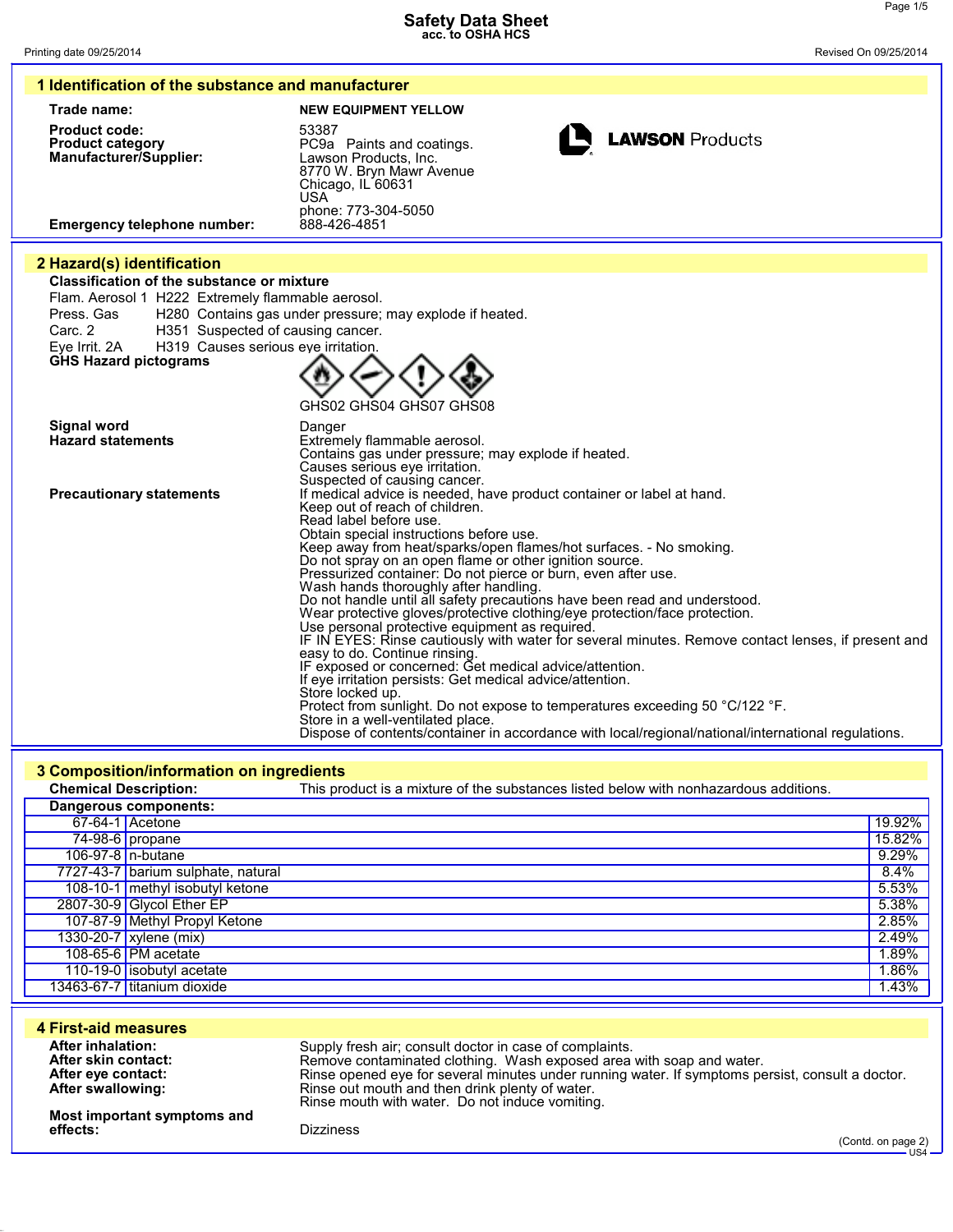# Safety Data Sheet
acc. to OSHA HCS

Printing date 09/25/2014 Revised On 09/25/2014

## 1 Identification of the substance and manufacturer

**Trade name:** NEW EQUIPMENT YELLOW

**Product code:** 53387

**Product category** PC9a Paints and coatings.

**Manufacturer/Supplier:**
Lawson Products, Inc.
8770 W. Bryn Mawr Avenue
Chicago, IL 60631
USA
phone: 773-304-5050

**Emergency telephone number:** 888-426-4851

## 2 Hazard(s) identification

**Classification of the substance or mixture**

Flam. Aerosol 1 H222 Extremely flammable aerosol.
Press. Gas H280 Contains gas under pressure; may explode if heated.
Carc. 2 H351 Suspected of causing cancer.
Eye Irrit. 2A H319 Causes serious eye irritation.

**GHS Hazard pictograms**

GHS02 GHS04 GHS07 GHS08

**Signal word** Danger

**Hazard statements**
Extremely flammable aerosol.
Contains gas under pressure; may explode if heated.
Causes serious eye irritation.
Suspected of causing cancer.

**Precautionary statements**
If medical advice is needed, have product container or label at hand.
Keep out of reach of children.
Read label before use.
Obtain special instructions before use.
Keep away from heat/sparks/open flames/hot surfaces. - No smoking.
Do not spray on an open flame or other ignition source.
Pressurized container: Do not pierce or burn, even after use.
Wash hands thoroughly after handling.
Do not handle until all safety precautions have been read and understood.
Wear protective gloves/protective clothing/eye protection/face protection.
Use personal protective equipment as required.
IF IN EYES: Rinse cautiously with water for several minutes. Remove contact lenses, if present and easy to do. Continue rinsing.
IF exposed or concerned: Get medical advice/attention.
If eye irritation persists: Get medical advice/attention.
Store locked up.
Protect from sunlight. Do not expose to temperatures exceeding 50 °C/122 °F.
Store in a well-ventilated place.
Dispose of contents/container in accordance with local/regional/national/international regulations.

## 3 Composition/information on ingredients

**Chemical Description:** This product is a mixture of the substances listed below with nonhazardous additions.

**Dangerous components:**

| CAS | Component | % |
|---|---|---|
| 67-64-1 | Acetone | 19.92% |
| 74-98-6 | propane | 15.82% |
| 106-97-8 | n-butane | 9.29% |
| 7727-43-7 | barium sulphate, natural | 8.4% |
| 108-10-1 | methyl isobutyl ketone | 5.53% |
| 2807-30-9 | Glycol Ether EP | 5.38% |
| 107-87-9 | Methyl Propyl Ketone | 2.85% |
| 1330-20-7 | xylene (mix) | 2.49% |
| 108-65-6 | PM acetate | 1.89% |
| 110-19-0 | isobutyl acetate | 1.86% |
| 13463-67-7 | titanium dioxide | 1.43% |

## 4 First-aid measures

**After inhalation:** Supply fresh air; consult doctor in case of complaints.

**After skin contact:** Remove contaminated clothing. Wash exposed area with soap and water.

**After eye contact:** Rinse opened eye for several minutes under running water. If symptoms persist, consult a doctor.

**After swallowing:** Rinse out mouth and then drink plenty of water.
Rinse mouth with water. Do not induce vomiting.

**Most important symptoms and effects:** Dizziness

(Contd. on page 2)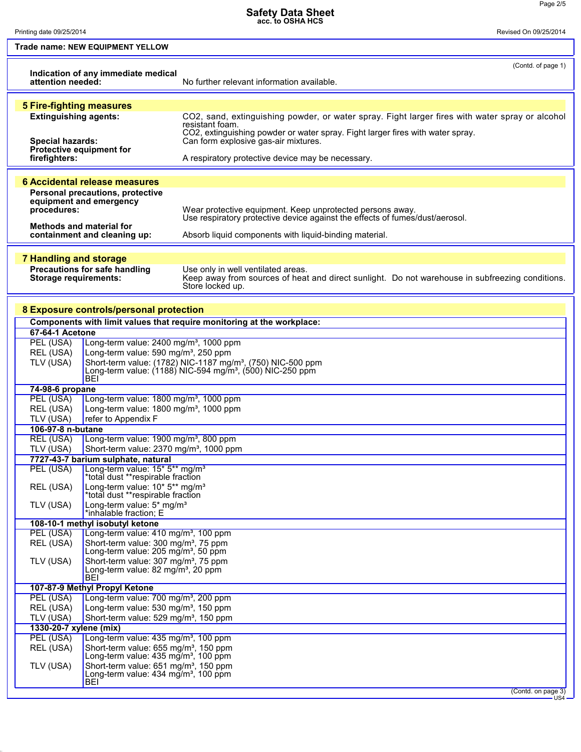Trade name: **NEW EQUIPMENT YELLOW**

(Contd. of page 1)

**Indication of any immediate medical attention needed:** No further relevant information available.

## 5 Fire-fighting measures

**Extinguishing agents:** $CO_2$, sand, extinguishing powder, or water spray. Fight larger fires with water spray or alcohol resistant foam.
$CO_2$, extinguishing powder or water spray. Fight larger fires with water spray.

**Special hazards:** Can form explosive gas-air mixtures.

**Protective equipment for firefighters:** A respiratory protective device may be necessary.

## 6 Accidental release measures

**Personal precautions, protective equipment and emergency procedures:** Wear protective equipment. Keep unprotected persons away.
Use respiratory protective device against the effects of fumes/dust/aerosol.

**Methods and material for containment and cleaning up:** Absorb liquid components with liquid-binding material.

## 7 Handling and storage

**Precautions for safe handling** Use only in well ventilated areas.

**Storage requirements:** Keep away from sources of heat and direct sunlight. Do not warehouse in subfreezing conditions. Store locked up.

## 8 Exposure controls/personal protection

**Components with limit values that require monitoring at the workplace:**

| | |
|---|---|
| **67-64-1 Acetone** | |
| PEL (USA) | Long-term value: 2400 mg/m³, 1000 ppm |
| REL (USA) | Long-term value: 590 mg/m³, 250 ppm |
| TLV (USA) | Short-term value: (1782) NIC-1187 mg/m³, (750) NIC-500 ppm<br>Long-term value: (1188) NIC-594 mg/m³, (500) NIC-250 ppm<br>BEI |
| **74-98-6 propane** | |
| PEL (USA) | Long-term value: 1800 mg/m³, 1000 ppm |
| REL (USA) | Long-term value: 1800 mg/m³, 1000 ppm |
| TLV (USA) | refer to Appendix F |
| **106-97-8 n-butane** | |
| REL (USA) | Long-term value: 1900 mg/m³, 800 ppm |
| TLV (USA) | Short-term value: 2370 mg/m³, 1000 ppm |
| **7727-43-7 barium sulphate, natural** | |
| PEL (USA) | Long-term value: 15* 5** mg/m³<br>*total dust **respirable fraction |
| REL (USA) | Long-term value: 10* 5** mg/m³<br>*total dust **respirable fraction |
| TLV (USA) | Long-term value: 5* mg/m³<br>*inhalable fraction; E |
| **108-10-1 methyl isobutyl ketone** | |
| PEL (USA) | Long-term value: 410 mg/m³, 100 ppm |
| REL (USA) | Short-term value: 300 mg/m³, 75 ppm<br>Long-term value: 205 mg/m³, 50 ppm |
| TLV (USA) | Short-term value: 307 mg/m³, 75 ppm<br>Long-term value: 82 mg/m³, 20 ppm<br>BEI |
| **107-87-9 Methyl Propyl Ketone** | |
| PEL (USA) | Long-term value: 700 mg/m³, 200 ppm |
| REL (USA) | Long-term value: 530 mg/m³, 150 ppm |
| TLV (USA) | Short-term value: 529 mg/m³, 150 ppm |
| **1330-20-7 xylene (mix)** | |
| PEL (USA) | Long-term value: 435 mg/m³, 100 ppm |
| REL (USA) | Short-term value: 655 mg/m³, 150 ppm<br>Long-term value: 435 mg/m³, 100 ppm |
| TLV (USA) | Short-term value: 651 mg/m³, 150 ppm<br>Long-term value: 434 mg/m³, 100 ppm<br>BEI |

(Contd. on page 3)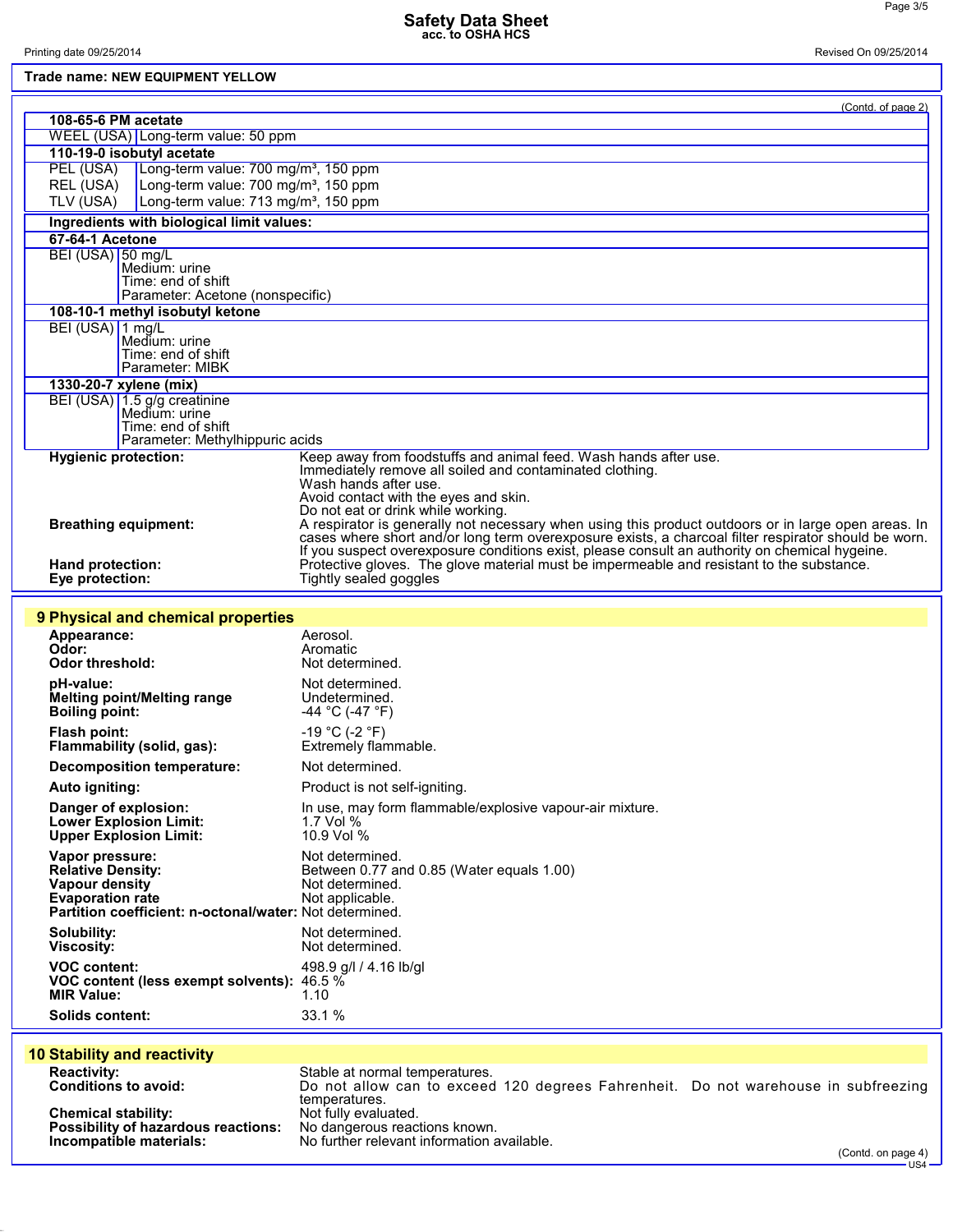**Trade name: NEW EQUIPMENT YELLOW**

(Contd. of page 2)

| **108-65-6 PM acetate** | |
|---|---|
| WEEL (USA) | Long-term value: 50 ppm |
| **110-19-0 isobutyl acetate** | |
| PEL (USA) | Long-term value: 700 mg/m³, 150 ppm |
| REL (USA) | Long-term value: 700 mg/m³, 150 ppm |
| TLV (USA) | Long-term value: 713 mg/m³, 150 ppm |

| **Ingredients with biological limit values:** | |
|---|---|
| **67-64-1 Acetone** | |
| BEI (USA) | 50 mg/L<br>Medium: urine<br>Time: end of shift<br>Parameter: Acetone (nonspecific) |
| **108-10-1 methyl isobutyl ketone** | |
| BEI (USA) | 1 mg/L<br>Medium: urine<br>Time: end of shift<br>Parameter: MIBK |
| **1330-20-7 xylene (mix)** | |
| BEI (USA) | 1.5 g/g creatinine<br>Medium: urine<br>Time: end of shift<br>Parameter: Methylhippuric acids |

**Hygienic protection:** Keep away from foodstuffs and animal feed. Wash hands after use.
Immediately remove all soiled and contaminated clothing.
Wash hands after use.
Avoid contact with the eyes and skin.
Do not eat or drink while working.

**Breathing equipment:** A respirator is generally not necessary when using this product outdoors or in large open areas. In cases where short and/or long term overexposure exists, a charcoal filter respirator should be worn. If you suspect overexposure conditions exist, please consult an authority on chemical hygeine.

**Hand protection:** Protective gloves. The glove material must be impermeable and resistant to the substance.

**Eye protection:** Tightly sealed goggles

## 9 Physical and chemical properties

| | |
|---|---|
| **Appearance:** | Aerosol. |
| **Odor:** | Aromatic |
| **Odor threshold:** | Not determined. |
| **pH-value:** | Not determined. |
| **Melting point/Melting range** | Undetermined. |
| **Boiling point:** | -44 °C (-47 °F) |
| **Flash point:** | -19 °C (-2 °F) |
| **Flammability (solid, gas):** | Extremely flammable. |
| **Decomposition temperature:** | Not determined. |
| **Auto igniting:** | Product is not self-igniting. |
| **Danger of explosion:** | In use, may form flammable/explosive vapour-air mixture. |
| **Lower Explosion Limit:** | 1.7 Vol % |
| **Upper Explosion Limit:** | 10.9 Vol % |
| **Vapor pressure:** | Not determined. |
| **Relative Density:** | Between 0.77 and 0.85 (Water equals 1.00) |
| **Vapour density** | Not determined. |
| **Evaporation rate** | Not applicable. |
| **Partition coefficient: n-octonal/water:** | Not determined. |
| **Solubility:** | Not determined. |
| **Viscosity:** | Not determined. |
| **VOC content:** | 498.9 g/l / 4.16 lb/gl |
| **VOC content (less exempt solvents):** | 46.5 % |
| **MIR Value:** | 1.10 |
| **Solids content:** | 33.1 % |

## 10 Stability and reactivity

| | |
|---|---|
| **Reactivity:** | Stable at normal temperatures. |
| **Conditions to avoid:** | Do not allow can to exceed 120 degrees Fahrenheit. Do not warehouse in subfreezing temperatures. |
| **Chemical stability:** | Not fully evaluated. |
| **Possibility of hazardous reactions:** | No dangerous reactions known. |
| **Incompatible materials:** | No further relevant information available. |

(Contd. on page 4)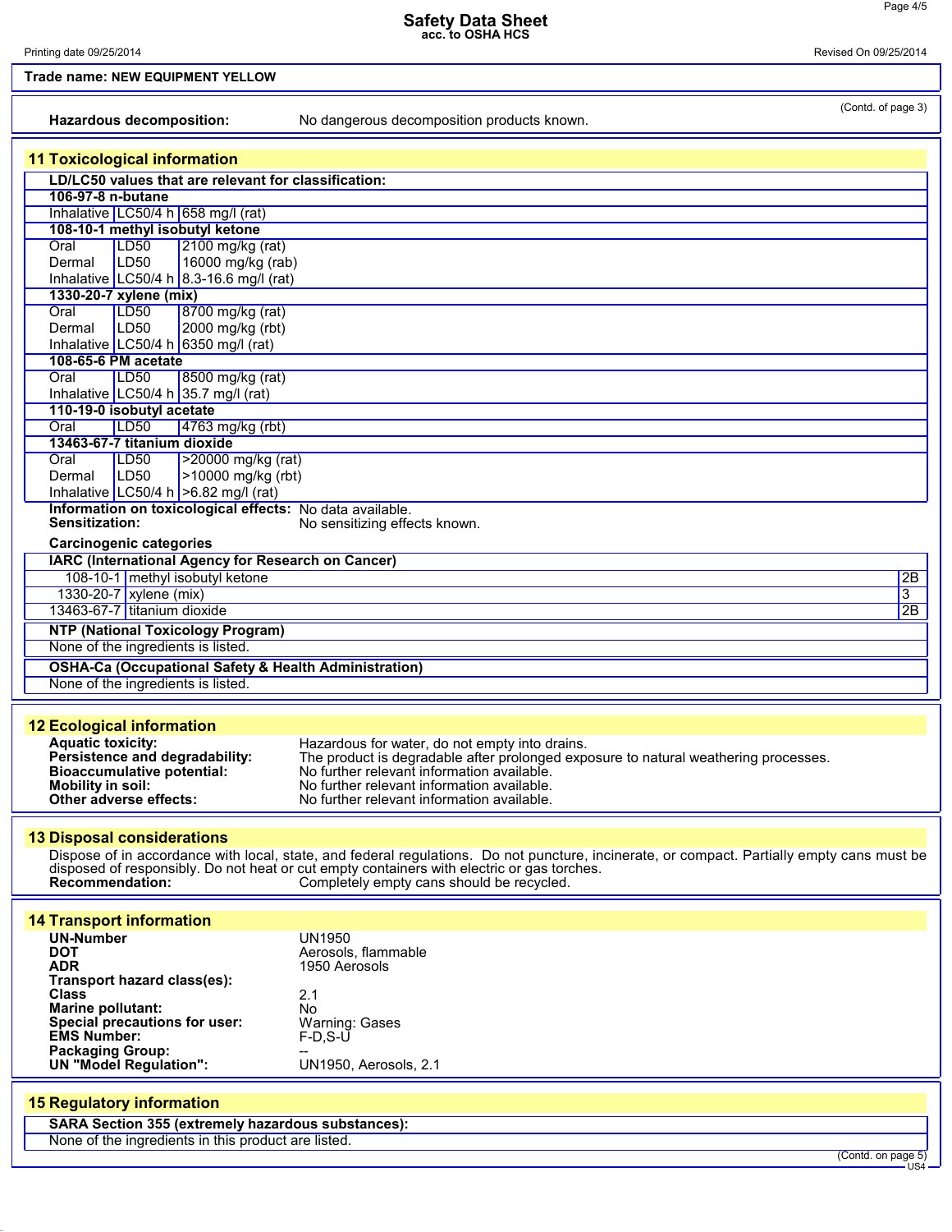**Trade name: NEW EQUIPMENT YELLOW**

(Contd. of page 3)

**Hazardous decomposition:** No dangerous decomposition products known.

## 11 Toxicological information

**LD/LC50 values that are relevant for classification:**

| | | |
|---|---|---|
| **106-97-8 n-butane** | | |
| Inhalative | LC50/4 h | 658 mg/l (rat) |
| **108-10-1 methyl isobutyl ketone** | | |
| Oral | LD50 | 2100 mg/kg (rat) |
| Dermal | LD50 | 16000 mg/kg (rab) |
| Inhalative | LC50/4 h | 8.3-16.6 mg/l (rat) |
| **1330-20-7 xylene (mix)** | | |
| Oral | LD50 | 8700 mg/kg (rat) |
| Dermal | LD50 | 2000 mg/kg (rbt) |
| Inhalative | LC50/4 h | 6350 mg/l (rat) |
| **108-65-6 PM acetate** | | |
| Oral | LD50 | 8500 mg/kg (rat) |
| Inhalative | LC50/4 h | 35.7 mg/l (rat) |
| **110-19-0 isobutyl acetate** | | |
| Oral | LD50 | 4763 mg/kg (rbt) |
| **13463-67-7 titanium dioxide** | | |
| Oral | LD50 | >20000 mg/kg (rat) |
| Dermal | LD50 | >10000 mg/kg (rbt) |
| Inhalative | LC50/4 h | >6.82 mg/l (rat) |

**Information on toxicological effects:** No data available.
**Sensitization:** No sensitizing effects known.

**Carcinogenic categories**

| **IARC (International Agency for Research on Cancer)** | | |
|---|---|---|
| 108-10-1 | methyl isobutyl ketone | 2B |
| 1330-20-7 | xylene (mix) | 3 |
| 13463-67-7 | titanium dioxide | 2B |

**NTP (National Toxicology Program)**

None of the ingredients is listed.

**OSHA-Ca (Occupational Safety & Health Administration)**

None of the ingredients is listed.

## 12 Ecological information

**Aquatic toxicity:** Hazardous for water, do not empty into drains.
**Persistence and degradability:** The product is degradable after prolonged exposure to natural weathering processes.
**Bioaccumulative potential:** No further relevant information available.
**Mobility in soil:** No further relevant information available.
**Other adverse effects:** No further relevant information available.

## 13 Disposal considerations

Dispose of in accordance with local, state, and federal regulations. Do not puncture, incinerate, or compact. Partially empty cans must be disposed of responsibly. Do not heat or cut empty containers with electric or gas torches.
**Recommendation:** Completely empty cans should be recycled.

## 14 Transport information

**UN-Number** UN1950
**DOT** Aerosols, flammable
**ADR** 1950 Aerosols
**Transport hazard class(es):**
**Class** 2.1
**Marine pollutant:** No
**Special precautions for user:** Warning: Gases
**EMS Number:** F-D,S-U
**Packaging Group:** --
**UN "Model Regulation":** UN1950, Aerosols, 2.1

## 15 Regulatory information

**SARA Section 355 (extremely hazardous substances):**

None of the ingredients in this product are listed.

(Contd. on page 5)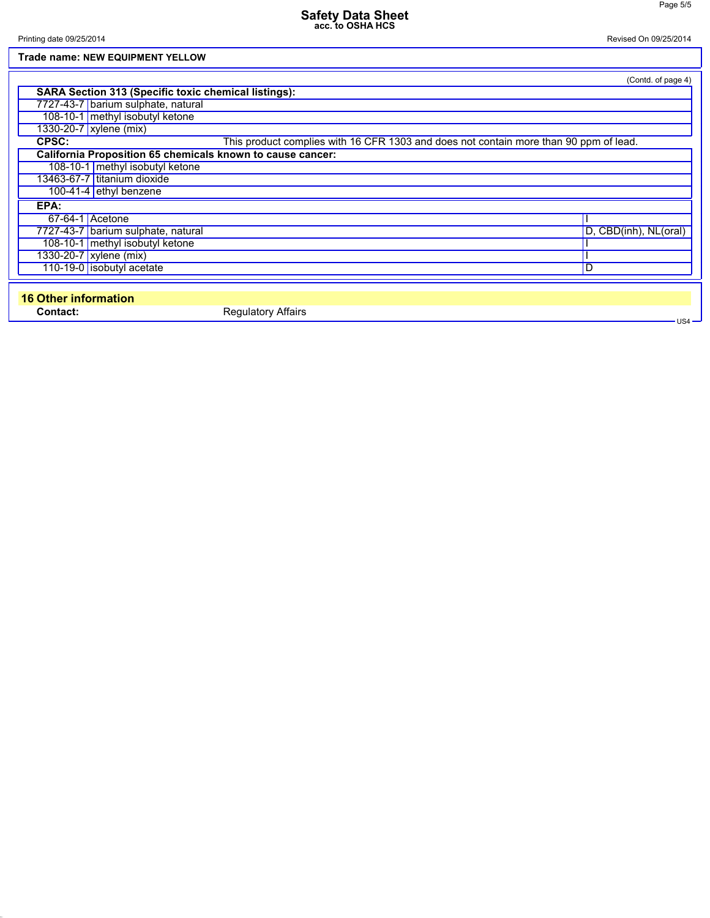**Trade name: NEW EQUIPMENT YELLOW**

(Contd. of page 4)

**SARA Section 313 (Specific toxic chemical listings):**

| | |
|---|---|
| 7727-43-7 | barium sulphate, natural |
| 108-10-1 | methyl isobutyl ketone |
| 1330-20-7 | xylene (mix) |

**CPSC:** This product complies with 16 CFR 1303 and does not contain more than 90 ppm of lead.

**California Proposition 65 chemicals known to cause cancer:**

| | |
|---|---|
| 108-10-1 | methyl isobutyl ketone |
| 13463-67-7 | titanium dioxide |
| 100-41-4 | ethyl benzene |

**EPA:**

| | | |
|---|---|---|
| 67-64-1 | Acetone | I |
| 7727-43-7 | barium sulphate, natural | D, CBD(inh), NL(oral) |
| 108-10-1 | methyl isobutyl ketone | I |
| 1330-20-7 | xylene (mix) | I |
| 110-19-0 | isobutyl acetate | D |

## 16 Other information

**Contact:** Regulatory Affairs

US4